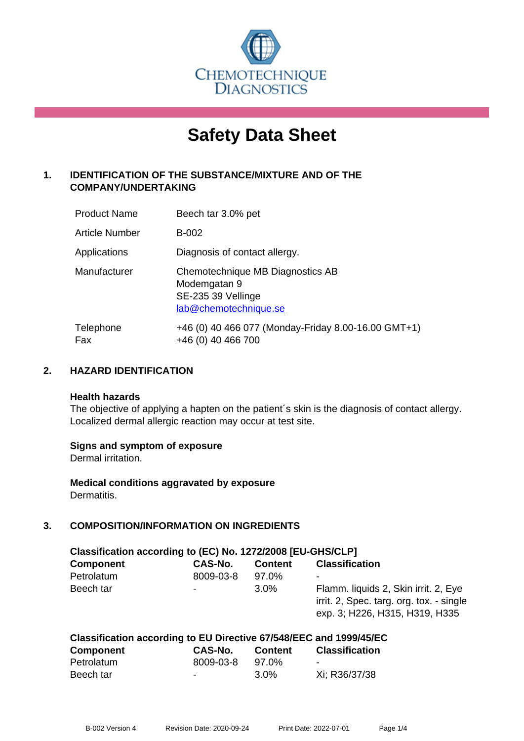CHEMOTECHNIQUE DIAGNOSTICS

# Safety Data Sheet

## 1. IDENTIFICATION OF THE SUBSTANCE/MIXTURE AND OF THE COMPANY/UNDERTAKING

| | |
|---|---|
| Product Name | Beech tar 3.0% pet |
| Article Number | B-002 |
| Applications | Diagnosis of contact allergy. |
| Manufacturer | Chemotechnique MB Diagnostics AB<br>Modemgatan 9<br>SE-235 39 Vellinge<br>lab@chemotechnique.se |
| Telephone<br>Fax | +46 (0) 40 466 077 (Monday-Friday 8.00-16.00 GMT+1)<br>+46 (0) 40 466 700 |

## 2. HAZARD IDENTIFICATION

**Health hazards**

The objective of applying a hapten on the patient´s skin is the diagnosis of contact allergy. Localized dermal allergic reaction may occur at test site.

**Signs and symptom of exposure**

Dermal irritation.

**Medical conditions aggravated by exposure**

Dermatitis.

## 3. COMPOSITION/INFORMATION ON INGREDIENTS

**Classification according to (EC) No. 1272/2008 [EU-GHS/CLP]**

| Component | CAS-No. | Content | Classification |
|---|---|---|---|
| Petrolatum | 8009-03-8 | 97.0% | - |
| Beech tar | - | 3.0% | Flamm. liquids 2, Skin irrit. 2, Eye irrit. 2, Spec. targ. org. tox. - single exp. 3; H226, H315, H319, H335 |

**Classification according to EU Directive 67/548/EEC and 1999/45/EC**

| Component | CAS-No. | Content | Classification |
|---|---|---|---|
| Petrolatum | 8009-03-8 | 97.0% | - |
| Beech tar | - | 3.0% | Xi; R36/37/38 |

B-002 Version 4 Revision Date: 2020-09-24 Print Date: 2022-07-01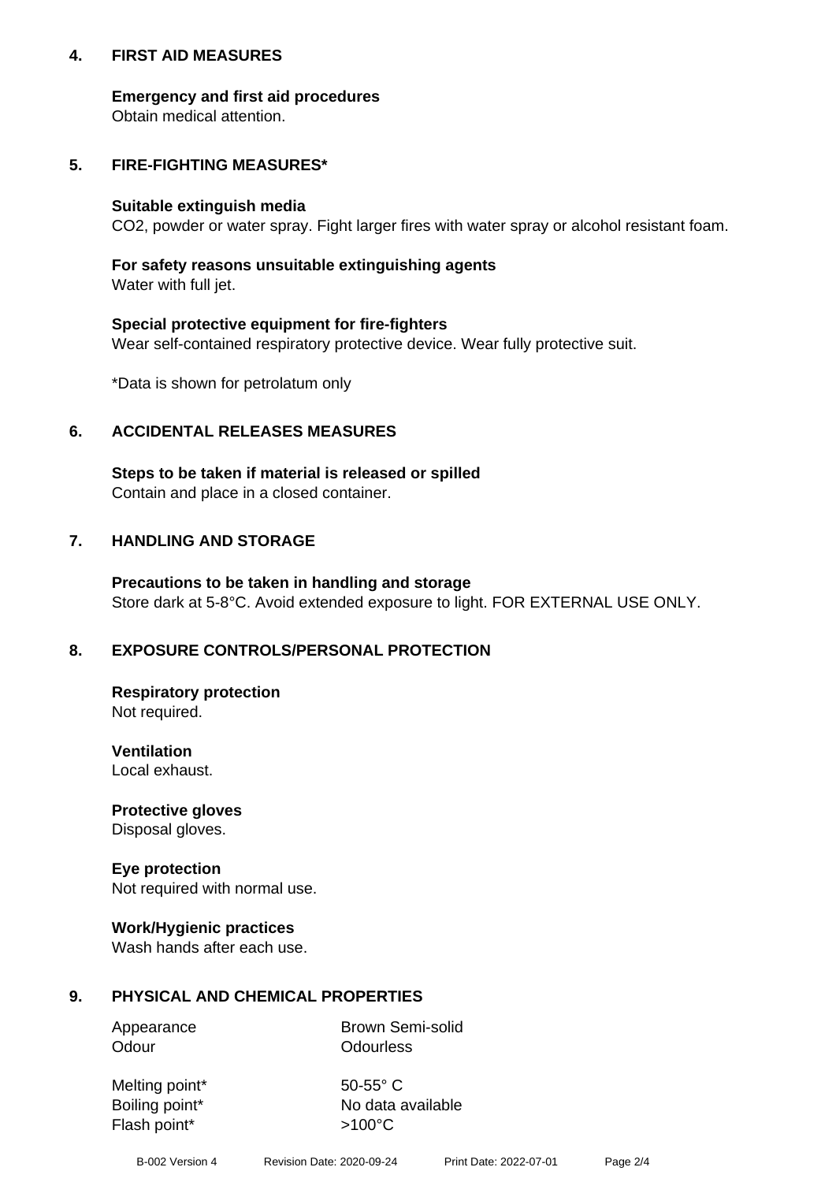## 4. FIRST AID MEASURES

**Emergency and first aid procedures**
Obtain medical attention.

## 5. FIRE-FIGHTING MEASURES*

**Suitable extinguish media**
$CO_2$, powder or water spray. Fight larger fires with water spray or alcohol resistant foam.

**For safety reasons unsuitable extinguishing agents**
Water with full jet.

**Special protective equipment for fire-fighters**
Wear self-contained respiratory protective device. Wear fully protective suit.

*Data is shown for petrolatum only

## 6. ACCIDENTAL RELEASES MEASURES

**Steps to be taken if material is released or spilled**
Contain and place in a closed container.

## 7. HANDLING AND STORAGE

**Precautions to be taken in handling and storage**
Store dark at 5-8°C. Avoid extended exposure to light. FOR EXTERNAL USE ONLY.

## 8. EXPOSURE CONTROLS/PERSONAL PROTECTION

**Respiratory protection**
Not required.

**Ventilation**
Local exhaust.

**Protective gloves**
Disposal gloves.

**Eye protection**
Not required with normal use.

**Work/Hygienic practices**
Wash hands after each use.

## 9. PHYSICAL AND CHEMICAL PROPERTIES

| | |
|---|---|
| Appearance | Brown Semi-solid |
| Odour | Odourless |
| Melting point* | 50-55° C |
| Boiling point* | No data available |
| Flash point* | >100°C |

B-002 Version 4 Revision Date: 2020-09-24 Print Date: 2022-07-01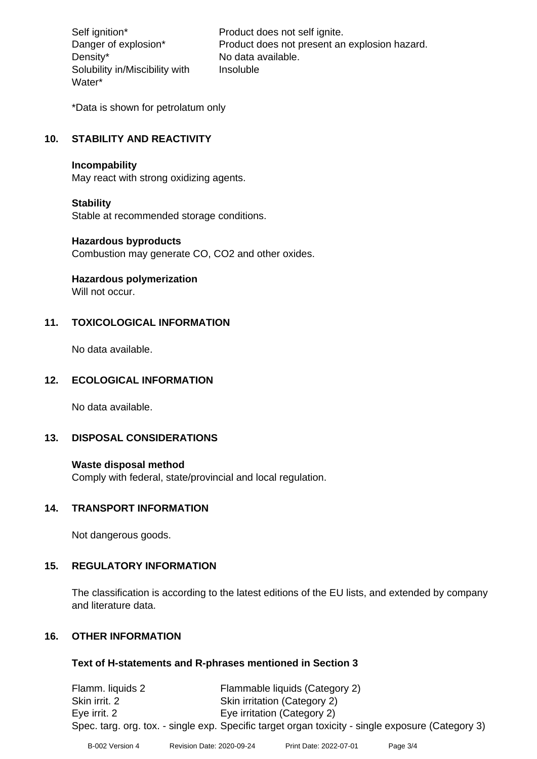| | |
|---|---|
| Self ignition* | Product does not self ignite. |
| Danger of explosion* | Product does not present an explosion hazard. |
| Density* | No data available. |
| Solubility in/Miscibility with Water* | Insoluble |

*Data is shown for petrolatum only

## 10. STABILITY AND REACTIVITY

**Incompability**
May react with strong oxidizing agents.

**Stability**
Stable at recommended storage conditions.

**Hazardous byproducts**
Combustion may generate CO, $CO_2$ and other oxides.

**Hazardous polymerization**
Will not occur.

## 11. TOXICOLOGICAL INFORMATION

No data available.

## 12. ECOLOGICAL INFORMATION

No data available.

## 13. DISPOSAL CONSIDERATIONS

**Waste disposal method**
Comply with federal, state/provincial and local regulation.

## 14. TRANSPORT INFORMATION

Not dangerous goods.

## 15. REGULATORY INFORMATION

The classification is according to the latest editions of the EU lists, and extended by company and literature data.

## 16. OTHER INFORMATION

**Text of H-statements and R-phrases mentioned in Section 3**

| | |
|---|---|
| Flamm. liquids 2 | Flammable liquids (Category 2) |
| Skin irrit. 2 | Skin irritation (Category 2) |
| Eye irrit. 2 | Eye irritation (Category 2) |
| Spec. targ. org. tox. - single exp. | Specific target organ toxicity - single exposure (Category 3) |

B-002 Version 4 Revision Date: 2020-09-24 Print Date: 2022-07-01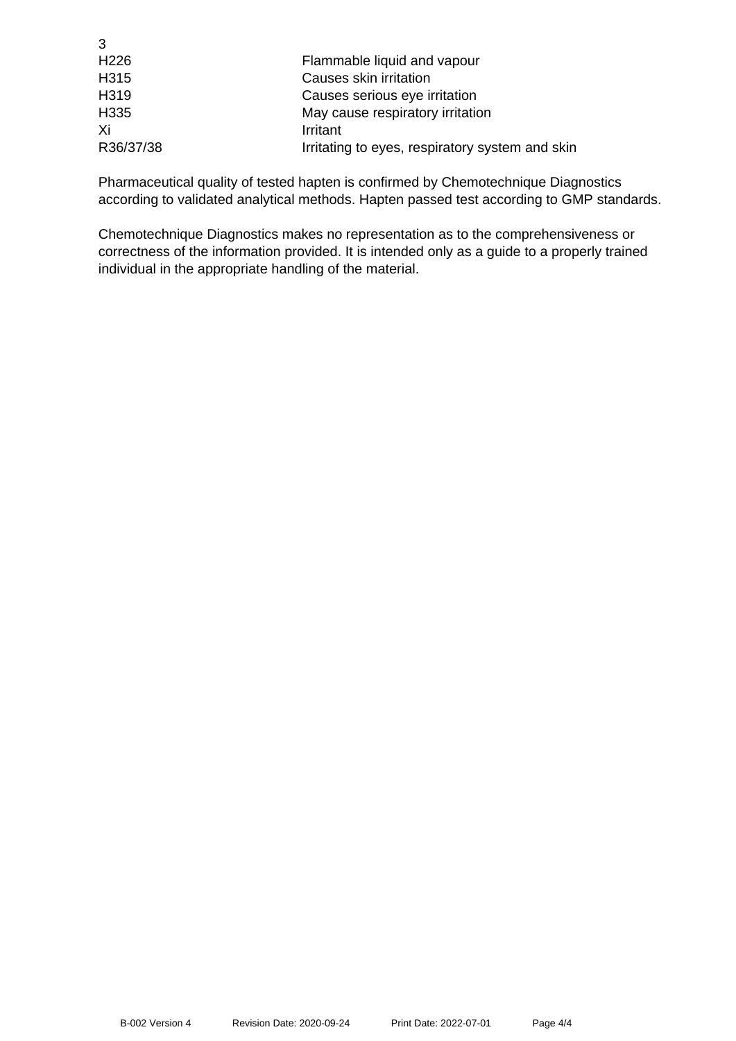| | |
|---|---|
| 3 | |
| H226 | Flammable liquid and vapour |
| H315 | Causes skin irritation |
| H319 | Causes serious eye irritation |
| H335 | May cause respiratory irritation |
| Xi | Irritant |
| R36/37/38 | Irritating to eyes, respiratory system and skin |

Pharmaceutical quality of tested hapten is confirmed by Chemotechnique Diagnostics according to validated analytical methods. Hapten passed test according to GMP standards.

Chemotechnique Diagnostics makes no representation as to the comprehensiveness or correctness of the information provided. It is intended only as a guide to a properly trained individual in the appropriate handling of the material.

B-002 Version 4 Revision Date: 2020-09-24 Print Date: 2022-07-01